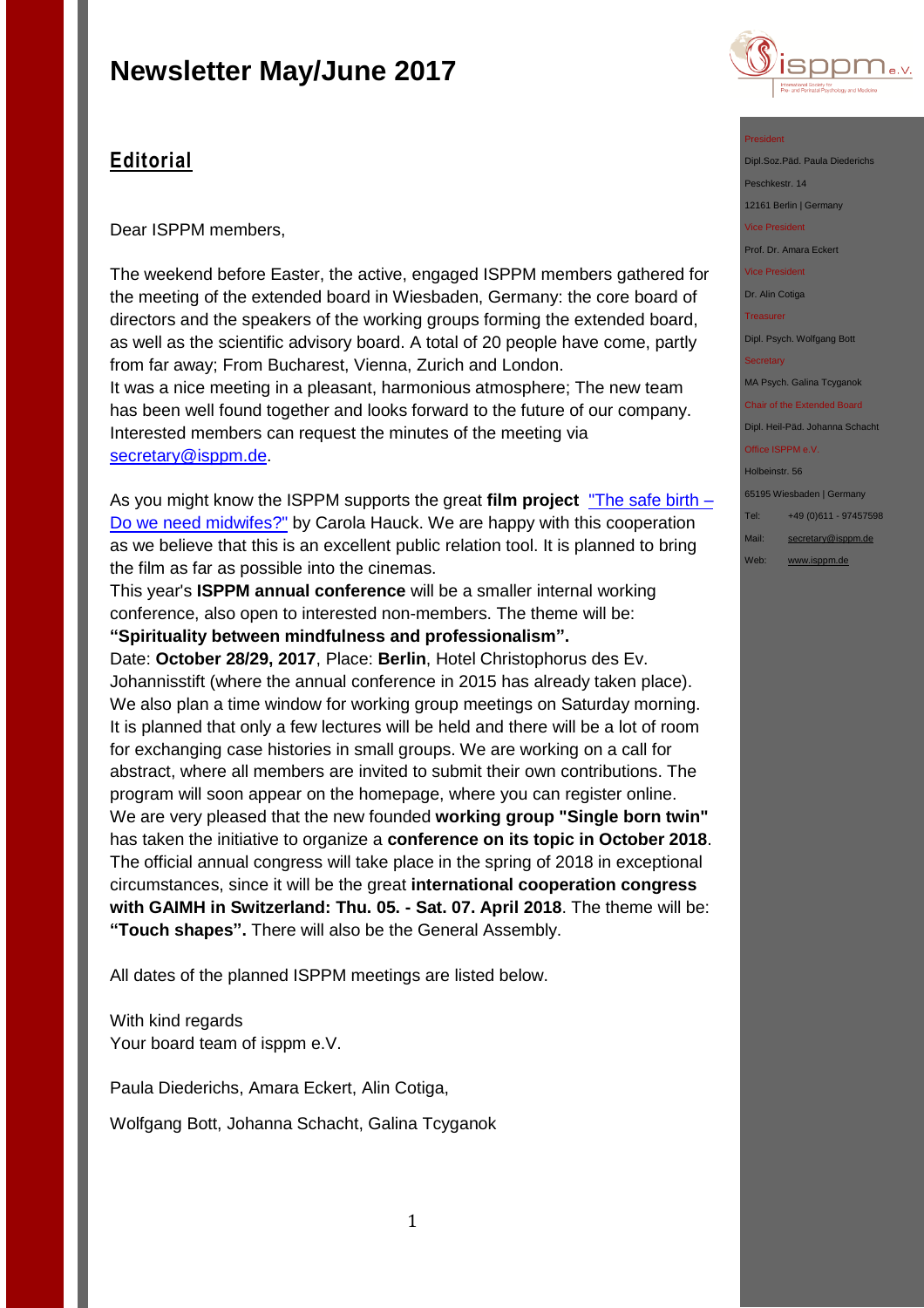# Newsletter May/June 2017

## Editorial

Dear ISPPM members,

The weekend before Easter, the active, engaged ISPPM members gathered for the meeting of the extended board in Wiesbaden, Germany: the core board of directors and the speakers of the working groups forming the extended board, as well as the scientific advisory board. A total of 20 people have come, partly from far away; From Bucharest, Vienna, Zurich and London.
It was a nice meeting in a pleasant, harmonious atmosphere; The new team has been well found together and looks forward to the future of our company. Interested members can request the minutes of the meeting via [secretary@isppm.de](mailto:secretary@isppm.de).

As you might know the ISPPM supports the great **film project** ["The safe birth – Do we need midwifes?"]() by Carola Hauck. We are happy with this cooperation as we believe that this is an excellent public relation tool. It is planned to bring the film as far as possible into the cinemas.
This year's **ISPPM annual conference** will be a smaller internal working conference, also open to interested non-members. The theme will be: **"Spirituality between mindfulness and professionalism".**
Date: **October 28/29, 2017**, Place: **Berlin**, Hotel Christophorus des Ev. Johannisstift (where the annual conference in 2015 has already taken place). We also plan a time window for working group meetings on Saturday morning. It is planned that only a few lectures will be held and there will be a lot of room for exchanging case histories in small groups. We are working on a call for abstract, where all members are invited to submit their own contributions. The program will soon appear on the homepage, where you can register online.
We are very pleased that the new founded **working group "Single born twin"** has taken the initiative to organize a **conference on its topic in October 2018**. The official annual congress will take place in the spring of 2018 in exceptional circumstances, since it will be the great **international cooperation congress with GAIMH in Switzerland: Thu. 05. - Sat. 07. April 2018**. The theme will be: **"Touch shapes".** There will also be the General Assembly.

All dates of the planned ISPPM meetings are listed below.

With kind regards
Your board team of isppm e.V.

Paula Diederichs, Amara Eckert, Alin Cotiga,

Wolfgang Bott, Johanna Schacht, Galina Tcyganok

---

President
Dipl.Soz.Päd. Paula Diederichs
Peschkestr. 14
12161 Berlin | Germany

Vice President
Prof. Dr. Amara Eckert

Vice President
Dr. Alin Cotiga

Treasurer
Dipl. Psych. Wolfgang Bott

Secretary
MA Psych. Galina Tcyganok

Chair of the Extended Board
Dipl. Heil-Päd. Johanna Schacht

Office ISPPM e.V.
Holbeinstr. 56
65195 Wiesbaden | Germany

Tel: +49 (0)611 - 97457598
Mail: [secretary@isppm.de](mailto:secretary@isppm.de)
Web: [www.isppm.de](http://www.isppm.de)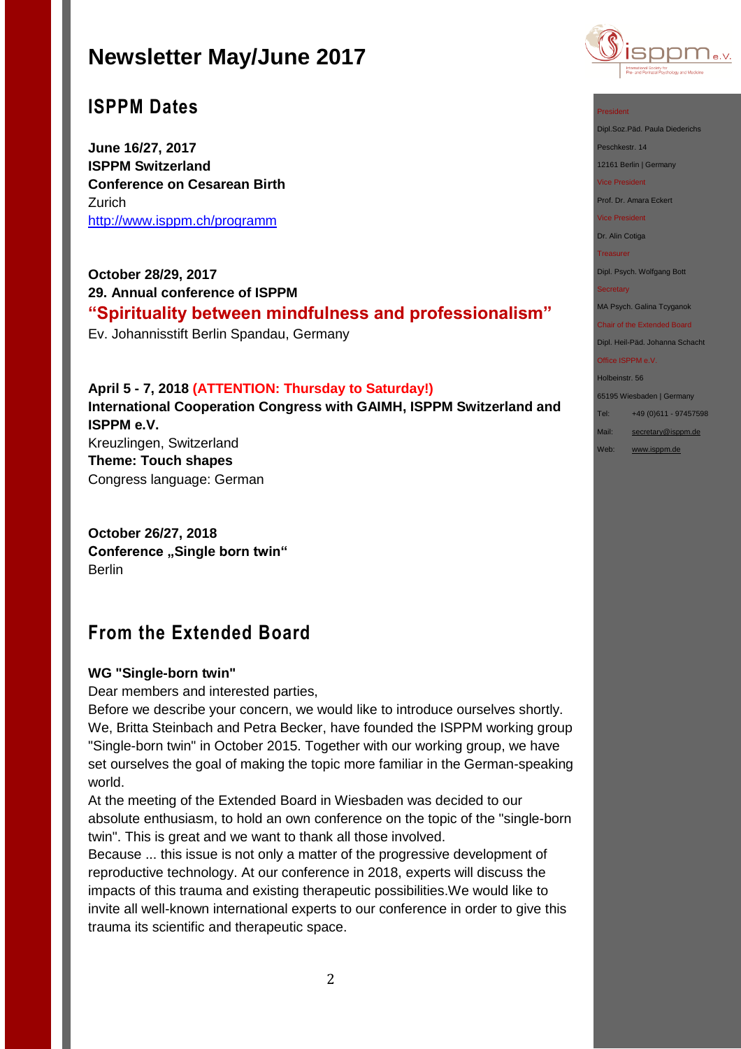# Newsletter May/June 2017

## ISPPM Dates

**June 16/27, 2017**
**ISPPM Switzerland**
**Conference on Cesarean Birth**
Zurich
http://www.isppm.ch/programm

**October 28/29, 2017**
**29. Annual conference of ISPPM**
**"Spirituality between mindfulness and professionalism"**
Ev. Johannisstift Berlin Spandau, Germany

**April 5 - 7, 2018 (ATTENTION: Thursday to Saturday!)**
**International Cooperation Congress with GAIMH, ISPPM Switzerland and ISPPM e.V.**
Kreuzlingen, Switzerland
**Theme: Touch shapes**
Congress language: German

**October 26/27, 2018**
**Conference „Single born twin"**
Berlin

## From the Extended Board

**WG "Single-born twin"**

Dear members and interested parties,

Before we describe your concern, we would like to introduce ourselves shortly. We, Britta Steinbach and Petra Becker, have founded the ISPPM working group "Single-born twin" in October 2015. Together with our working group, we have set ourselves the goal of making the topic more familiar in the German-speaking world.

At the meeting of the Extended Board in Wiesbaden was decided to our absolute enthusiasm, to hold an own conference on the topic of the "single-born twin". This is great and we want to thank all those involved.

Because ... this issue is not only a matter of the progressive development of reproductive technology. At our conference in 2018, experts will discuss the impacts of this trauma and existing therapeutic possibilities.We would like to invite all well-known international experts to our conference in order to give this trauma its scientific and therapeutic space.

President
Dipl.Soz.Päd. Paula Diederichs
Peschkestr. 14
12161 Berlin | Germany

Vice President
Prof. Dr. Amara Eckert

Vice President
Dr. Alin Cotiga

Treasurer
Dipl. Psych. Wolfgang Bott

Secretary
MA Psych. Galina Tcyganok

Chair of the Extended Board
Dipl. Heil-Päd. Johanna Schacht

Office ISPPM e.V.
Holbeinstr. 56
65195 Wiesbaden | Germany
Tel: +49 (0)611 - 97457598
Mail: secretary@isppm.de
Web: www.isppm.de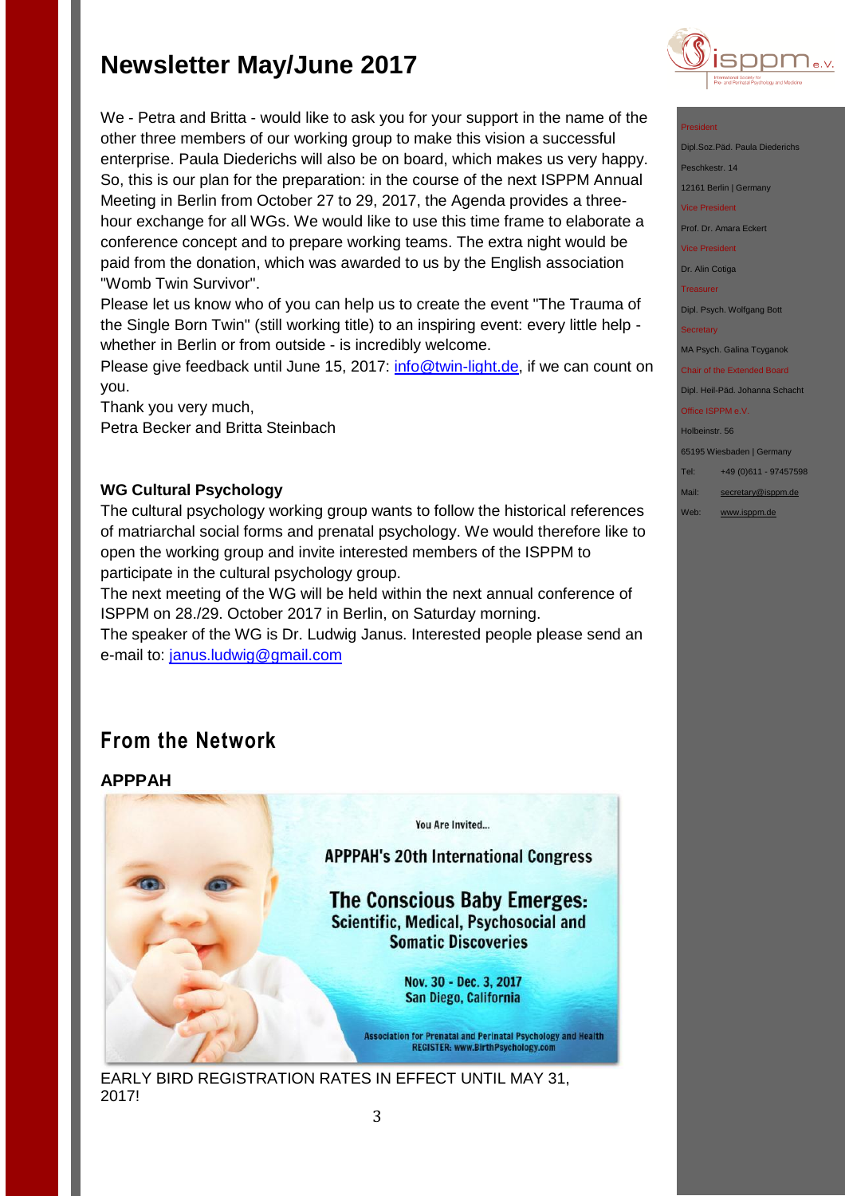# Newsletter May/June 2017

We - Petra and Britta - would like to ask you for your support in the name of the other three members of our working group to make this vision a successful enterprise. Paula Diederichs will also be on board, which makes us very happy. So, this is our plan for the preparation: in the course of the next ISPPM Annual Meeting in Berlin from October 27 to 29, 2017, the Agenda provides a three-hour exchange for all WGs. We would like to use this time frame to elaborate a conference concept and to prepare working teams. The extra night would be paid from the donation, which was awarded to us by the English association "Womb Twin Survivor".

Please let us know who of you can help us to create the event "The Trauma of the Single Born Twin" (still working title) to an inspiring event: every little help - whether in Berlin or from outside - is incredibly welcome.

Please give feedback until June 15, 2017: info@twin-light.de, if we can count on you.

Thank you very much,

Petra Becker and Britta Steinbach

**WG Cultural Psychology**

The cultural psychology working group wants to follow the historical references of matriarchal social forms and prenatal psychology. We would therefore like to open the working group and invite interested members of the ISPPM to participate in the cultural psychology group.

The next meeting of the WG will be held within the next annual conference of ISPPM on 28./29. October 2017 in Berlin, on Saturday morning.

The speaker of the WG is Dr. Ludwig Janus. Interested people please send an e-mail to: janus.ludwig@gmail.com

## From the Network

**APPPAH**

You Are Invited...

APPPAH's 20th International Congress

The Conscious Baby Emerges: Scientific, Medical, Psychosocial and Somatic Discoveries

Nov. 30 - Dec. 3, 2017
San Diego, California

Association for Prenatal and Perinatal Psychology and Health
REGISTER: www.BirthPsychology.com

EARLY BIRD REGISTRATION RATES IN EFFECT UNTIL MAY 31, 2017!

President
Dipl.Soz.Päd. Paula Diederichs
Peschkestr. 14
12161 Berlin | Germany

Vice President
Prof. Dr. Amara Eckert

Vice President
Dr. Alin Cotiga

Treasurer
Dipl. Psych. Wolfgang Bott

Secretary
MA Psych. Galina Tcyganok

Chair of the Extended Board
Dipl. Heil-Päd. Johanna Schacht

Office ISPPM e.V.
Holbeinstr. 56
65195 Wiesbaden | Germany
Tel: +49 (0)611 - 97457598
Mail: secretary@isppm.de
Web: www.isppm.de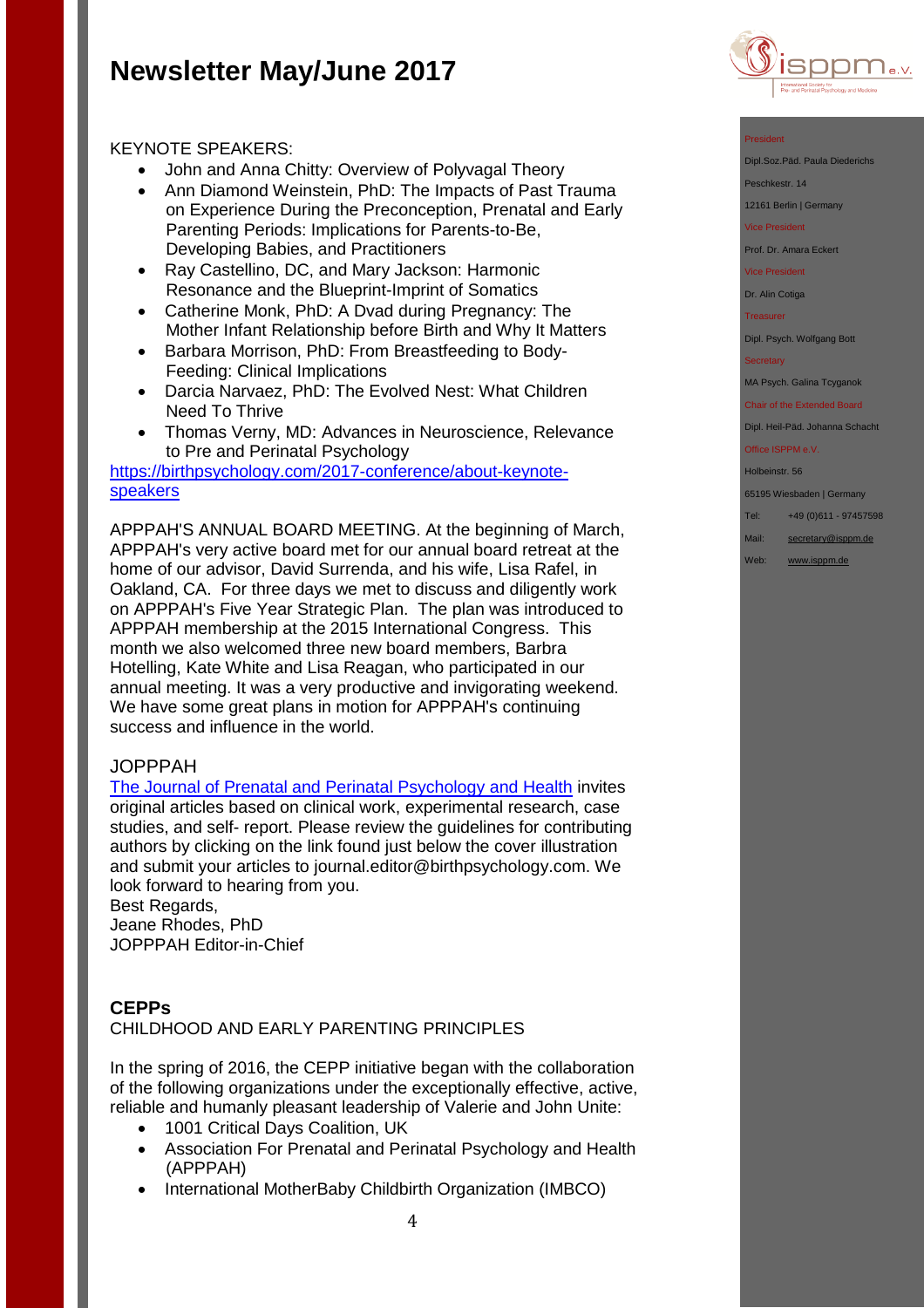KEYNOTE SPEAKERS:

- John and Anna Chitty: Overview of Polyvagal Theory
- Ann Diamond Weinstein, PhD: The Impacts of Past Trauma on Experience During the Preconception, Prenatal and Early Parenting Periods: Implications for Parents-to-Be, Developing Babies, and Practitioners
- Ray Castellino, DC, and Mary Jackson: Harmonic Resonance and the Blueprint-Imprint of Somatics
- Catherine Monk, PhD: A Dvad during Pregnancy: The Mother Infant Relationship before Birth and Why It Matters
- Barbara Morrison, PhD: From Breastfeeding to Body-Feeding: Clinical Implications
- Darcia Narvaez, PhD: The Evolved Nest: What Children Need To Thrive
- Thomas Verny, MD: Advances in Neuroscience, Relevance to Pre and Perinatal Psychology

https://birthpsychology.com/2017-conference/about-keynote-speakers

APPPAH'S ANNUAL BOARD MEETING. At the beginning of March, APPPAH's very active board met for our annual board retreat at the home of our advisor, David Surrenda, and his wife, Lisa Rafel, in Oakland, CA. For three days we met to discuss and diligently work on APPPAH's Five Year Strategic Plan. The plan was introduced to APPPAH membership at the 2015 International Congress. This month we also welcomed three new board members, Barbra Hotelling, Kate White and Lisa Reagan, who participated in our annual meeting. It was a very productive and invigorating weekend. We have some great plans in motion for APPPAH's continuing success and influence in the world.

JOPPPAH

The Journal of Prenatal and Perinatal Psychology and Health invites original articles based on clinical work, experimental research, case studies, and self- report. Please review the guidelines for contributing authors by clicking on the link found just below the cover illustration and submit your articles to journal.editor@birthpsychology.com. We look forward to hearing from you.

Best Regards,
Jeane Rhodes, PhD
JOPPPAH Editor-in-Chief

**CEPPs**

CHILDHOOD AND EARLY PARENTING PRINCIPLES

In the spring of 2016, the CEPP initiative began with the collaboration of the following organizations under the exceptionally effective, active, reliable and humanly pleasant leadership of Valerie and John Unite:

- 1001 Critical Days Coalition, UK
- Association For Prenatal and Perinatal Psychology and Health (APPPAH)
- International MotherBaby Childbirth Organization (IMBCO)

President
Dipl.Soz.Päd. Paula Diederichs
Peschkestr. 14
12161 Berlin | Germany

Vice President
Prof. Dr. Amara Eckert

Vice President
Dr. Alin Cotiga

Treasurer
Dipl. Psych. Wolfgang Bott

Secretary
MA Psych. Galina Tcyganok

Chair of the Extended Board
Dipl. Heil-Päd. Johanna Schacht

Office ISPPM e.V.
Holbeinstr. 56
65195 Wiesbaden | Germany
Tel: +49 (0)611 - 97457598
Mail: secretary@isppm.de
Web: www.isppm.de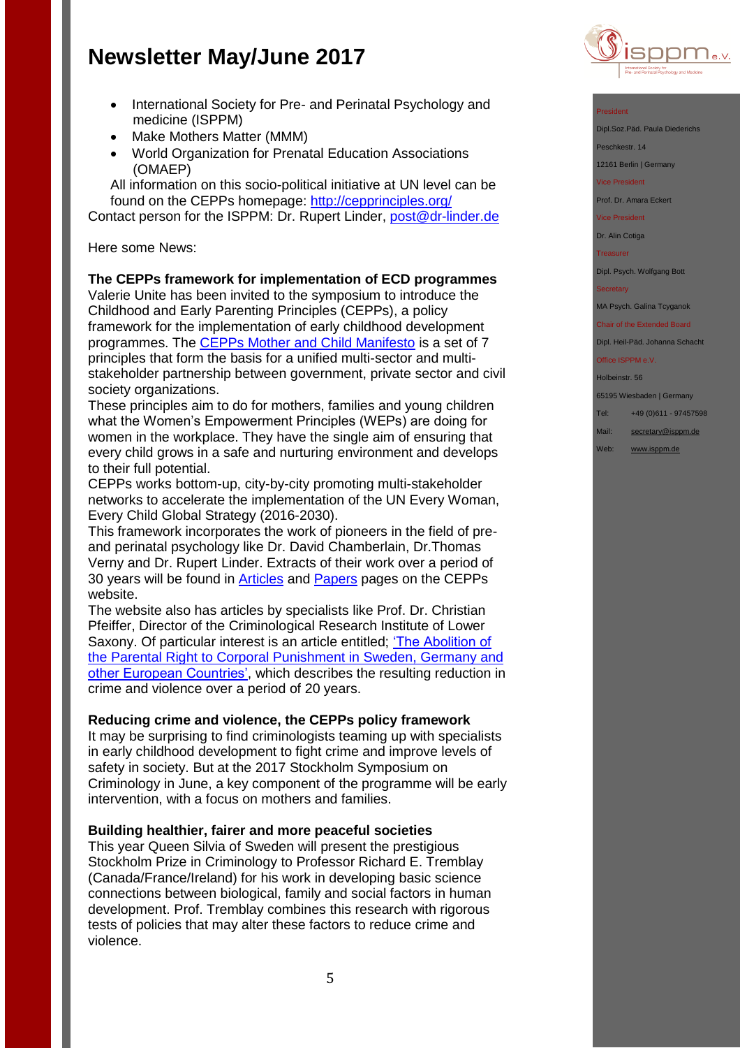- International Society for Pre- and Perinatal Psychology and medicine (ISPPM)
- Make Mothers Matter (MMM)
- World Organization for Prenatal Education Associations (OMAEP)

All information on this socio-political initiative at UN level can be found on the CEPPs homepage: http://cepprinciples.org/

Contact person for the ISPPM: Dr. Rupert Linder, post@dr-linder.de

Here some News:

**The CEPPs framework for implementation of ECD programmes**

Valerie Unite has been invited to the symposium to introduce the Childhood and Early Parenting Principles (CEPPs), a policy framework for the implementation of early childhood development programmes. The CEPPs Mother and Child Manifesto is a set of 7 principles that form the basis for a unified multi-sector and multi-stakeholder partnership between government, private sector and civil society organizations.

These principles aim to do for mothers, families and young children what the Women's Empowerment Principles (WEPs) are doing for women in the workplace. They have the single aim of ensuring that every child grows in a safe and nurturing environment and develops to their full potential.

CEPPs works bottom-up, city-by-city promoting multi-stakeholder networks to accelerate the implementation of the UN Every Woman, Every Child Global Strategy (2016-2030).

This framework incorporates the work of pioneers in the field of pre- and perinatal psychology like Dr. David Chamberlain, Dr.Thomas Verny and Dr. Rupert Linder. Extracts of their work over a period of 30 years will be found in Articles and Papers pages on the CEPPs website.

The website also has articles by specialists like Prof. Dr. Christian Pfeiffer, Director of the Criminological Research Institute of Lower Saxony. Of particular interest is an article entitled; 'The Abolition of the Parental Right to Corporal Punishment in Sweden, Germany and other European Countries', which describes the resulting reduction in crime and violence over a period of 20 years.

**Reducing crime and violence, the CEPPs policy framework**

It may be surprising to find criminologists teaming up with specialists in early childhood development to fight crime and improve levels of safety in society. But at the 2017 Stockholm Symposium on Criminology in June, a key component of the programme will be early intervention, with a focus on mothers and families.

**Building healthier, fairer and more peaceful societies**

This year Queen Silvia of Sweden will present the prestigious Stockholm Prize in Criminology to Professor Richard E. Tremblay (Canada/France/Ireland) for his work in developing basic science connections between biological, family and social factors in human development. Prof. Tremblay combines this research with rigorous tests of policies that may alter these factors to reduce crime and violence.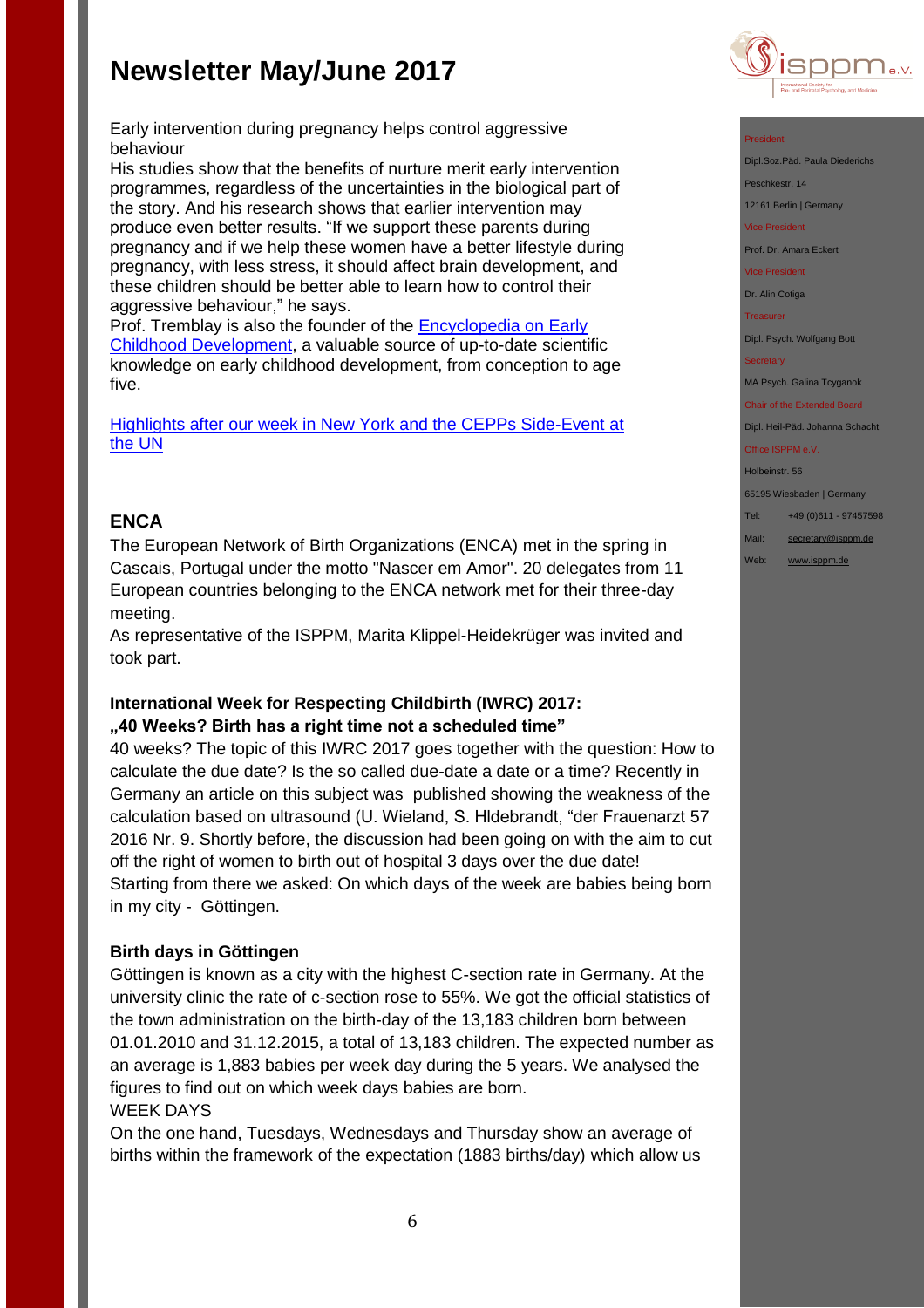# Newsletter May/June 2017

Early intervention during pregnancy helps control aggressive behaviour

His studies show that the benefits of nurture merit early intervention programmes, regardless of the uncertainties in the biological part of the story. And his research shows that earlier intervention may produce even better results. "If we support these parents during pregnancy and if we help these women have a better lifestyle during pregnancy, with less stress, it should affect brain development, and these children should be better able to learn how to control their aggressive behaviour," he says.

Prof. Tremblay is also the founder of the [Encyclopedia on Early Childhood Development](), a valuable source of up-to-date scientific knowledge on early childhood development, from conception to age five.

[Highlights after our week in New York and the CEPPs Side-Event at the UN]()

## ENCA

The European Network of Birth Organizations (ENCA) met in the spring in Cascais, Portugal under the motto "Nascer em Amor". 20 delegates from 11 European countries belonging to the ENCA network met for their three-day meeting.

As representative of the ISPPM, Marita Klippel-Heidekrüger was invited and took part.

### International Week for Respecting Childbirth (IWRC) 2017: „40 Weeks? Birth has a right time not a scheduled time"

40 weeks? The topic of this IWRC 2017 goes together with the question: How to calculate the due date? Is the so called due-date a date or a time? Recently in Germany an article on this subject was published showing the weakness of the calculation based on ultrasound (U. Wieland, S. Hldebrandt, "der Frauenarzt 57 2016 Nr. 9. Shortly before, the discussion had been going on with the aim to cut off the right of women to birth out of hospital 3 days over the due date!

Starting from there we asked: On which days of the week are babies being born in my city - Göttingen.

### Birth days in Göttingen

Göttingen is known as a city with the highest C-section rate in Germany. At the university clinic the rate of c-section rose to 55%. We got the official statistics of the town administration on the birth-day of the 13,183 children born between 01.01.2010 and 31.12.2015, a total of 13,183 children. The expected number as an average is 1,883 babies per week day during the 5 years. We analysed the figures to find out on which week days babies are born.

WEEK DAYS

On the one hand, Tuesdays, Wednesdays and Thursday show an average of births within the framework of the expectation (1883 births/day) which allow us

President
Dipl.Soz.Päd. Paula Diederichs
Peschkestr. 14
12161 Berlin | Germany

Vice President
Prof. Dr. Amara Eckert

Vice President
Dr. Alin Cotiga

Treasurer
Dipl. Psych. Wolfgang Bott

Secretary
MA Psych. Galina Tcyganok

Chair of the Extended Board
Dipl. Heil-Päd. Johanna Schacht

Office ISPPM e.V.
Holbeinstr. 56
65195 Wiesbaden | Germany
Tel: +49 (0)611 - 97457598
Mail: secretary@isppm.de
Web: www.isppm.de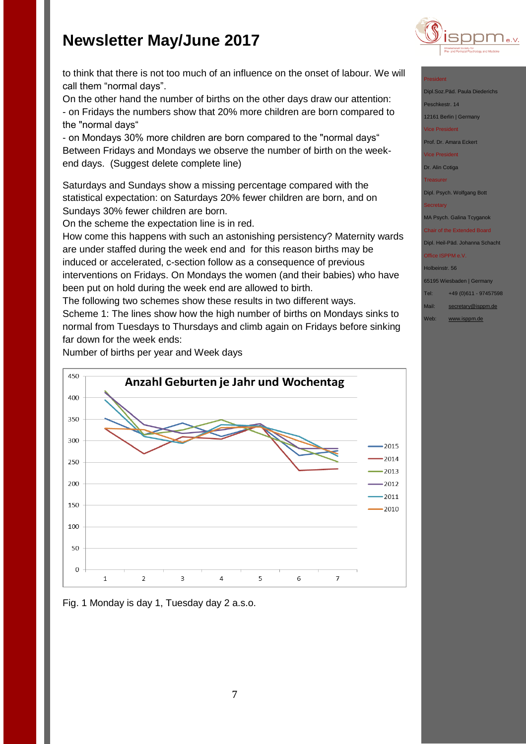to think that there is not too much of an influence on the onset of labour. We will call them "normal days".

On the other hand the number of births on the other days draw our attention:

- on Fridays the numbers show that 20% more children are born compared to the "normal days"
- on Mondays 30% more children are born compared to the "normal days"

Between Fridays and Mondays we observe the number of birth on the week-end days. (Suggest delete complete line)

Saturdays and Sundays show a missing percentage compared with the statistical expectation: on Saturdays 20% fewer children are born, and on Sundays 30% fewer children are born.

On the scheme the expectation line is in red.

How come this happens with such an astonishing persistency? Maternity wards are under staffed during the week end and for this reason births may be induced or accelerated, c-section follow as a consequence of previous interventions on Fridays. On Mondays the women (and their babies) who have been put on hold during the week end are allowed to birth.

The following two schemes show these results in two different ways.

Scheme 1: The lines show how the high number of births on Mondays sinks to normal from Tuesdays to Thursdays and climb again on Fridays before sinking far down for the week ends:

Number of births per year and Week days

**Anzahl Geburten je Jahr und Wochentag**

Fig. 1 Monday is day 1, Tuesday day 2 a.s.o.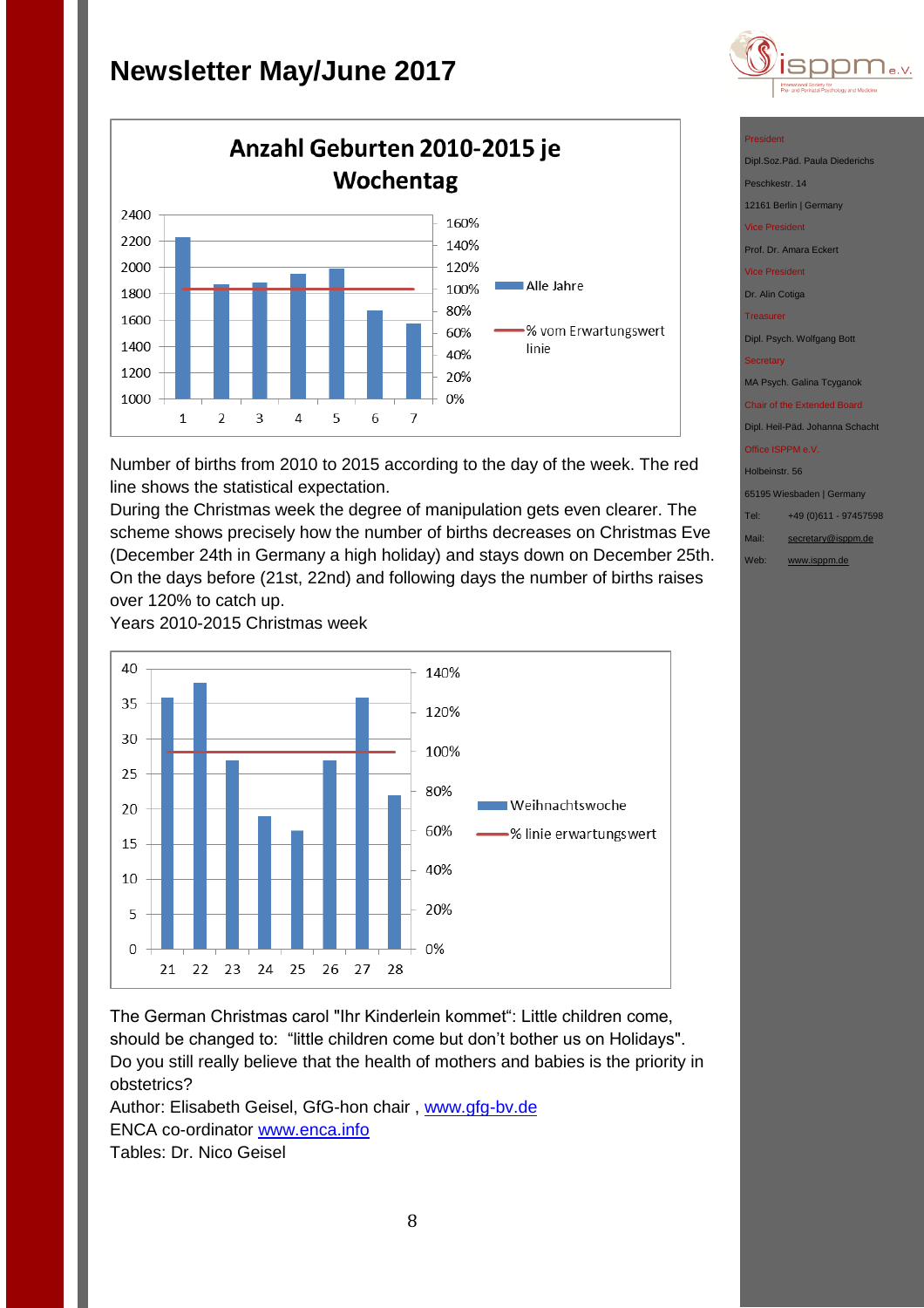# Newsletter May/June 2017

**Anzahl Geburten 2010-2015 je Wochentag**

Number of births from 2010 to 2015 according to the day of the week. The red line shows the statistical expectation.

During the Christmas week the degree of manipulation gets even clearer. The scheme shows precisely how the number of births decreases on Christmas Eve (December 24th in Germany a high holiday) and stays down on December 25th. On the days before (21st, 22nd) and following days the number of births raises over 120% to catch up.

Years 2010-2015 Christmas week

The German Christmas carol "Ihr Kinderlein kommet": Little children come, should be changed to: "little children come but don't bother us on Holidays". Do you still really believe that the health of mothers and babies is the priority in obstetrics?

Author: Elisabeth Geisel, GfG-hon chair , www.gfg-bv.de

ENCA co-ordinator www.enca.info

Tables: Dr. Nico Geisel

President
Dipl.Soz.Päd. Paula Diederichs
Peschkestr. 14
12161 Berlin | Germany

Vice President
Prof. Dr. Amara Eckert

Vice President
Dr. Alin Cotiga

Treasurer
Dipl. Psych. Wolfgang Bott

Secretary
MA Psych. Galina Tcyganok

Chair of the Extended Board
Dipl. Heil-Päd. Johanna Schacht

Office ISPPM e.V.
Holbeinstr. 56
65195 Wiesbaden | Germany

Tel: +49 (0)611 - 97457598
Mail: secretary@isppm.de
Web: www.isppm.de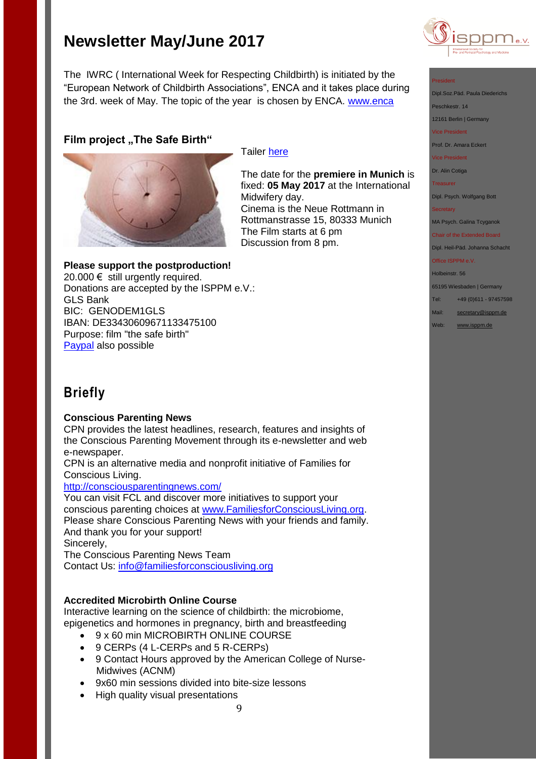# Newsletter May/June 2017

The IWRC ( International Week for Respecting Childbirth) is initiated by the "European Network of Childbirth Associations", ENCA and it takes place during the 3rd. week of May. The topic of the year is chosen by ENCA. www.enca

### Film project „The Safe Birth"

Tailer here

The date for the **premiere in Munich** is fixed: **05 May 2017** at the International Midwifery day.
Cinema is the Neue Rottmann in Rottmanstrasse 15, 80333 Munich
The Film starts at 6 pm
Discussion from 8 pm.

**Please support the postproduction!**
20.000 € still urgently required.
Donations are accepted by the ISPPM e.V.:
GLS Bank
BIC: GENODEM1GLS
IBAN: DE33430609671133475100
Purpose: film "the safe birth"
Paypal also possible

## Briefly

### Conscious Parenting News

CPN provides the latest headlines, research, features and insights of the Conscious Parenting Movement through its e-newsletter and web e-newspaper.
CPN is an alternative media and nonprofit initiative of Families for Conscious Living.
http://consciousparentingnews.com/
You can visit FCL and discover more initiatives to support your conscious parenting choices at www.FamiliesforConsciousLiving.org.
Please share Conscious Parenting News with your friends and family.
And thank you for your support!
Sincerely,
The Conscious Parenting News Team
Contact Us: info@familiesforconsciousliving.org

### Accredited Microbirth Online Course

Interactive learning on the science of childbirth: the microbiome, epigenetics and hormones in pregnancy, birth and breastfeeding

- 9 x 60 min MICROBIRTH ONLINE COURSE
- 9 CERPs (4 L-CERPs and 5 R-CERPs)
- 9 Contact Hours approved by the American College of Nurse-Midwives (ACNM)
- 9x60 min sessions divided into bite-size lessons
- High quality visual presentations

President
Dipl.Soz.Päd. Paula Diederichs
Peschkestr. 14
12161 Berlin | Germany
Vice President
Prof. Dr. Amara Eckert
Vice President
Dr. Alin Cotiga
Treasurer
Dipl. Psych. Wolfgang Bott
Secretary
MA Psych. Galina Tcyganok
Chair of the Extended Board
Dipl. Heil-Päd. Johanna Schacht
Office ISPPM e.V.
Holbeinstr. 56
65195 Wiesbaden | Germany
Tel: +49 (0)611 - 97457598
Mail: secretary@isppm.de
Web: www.isppm.de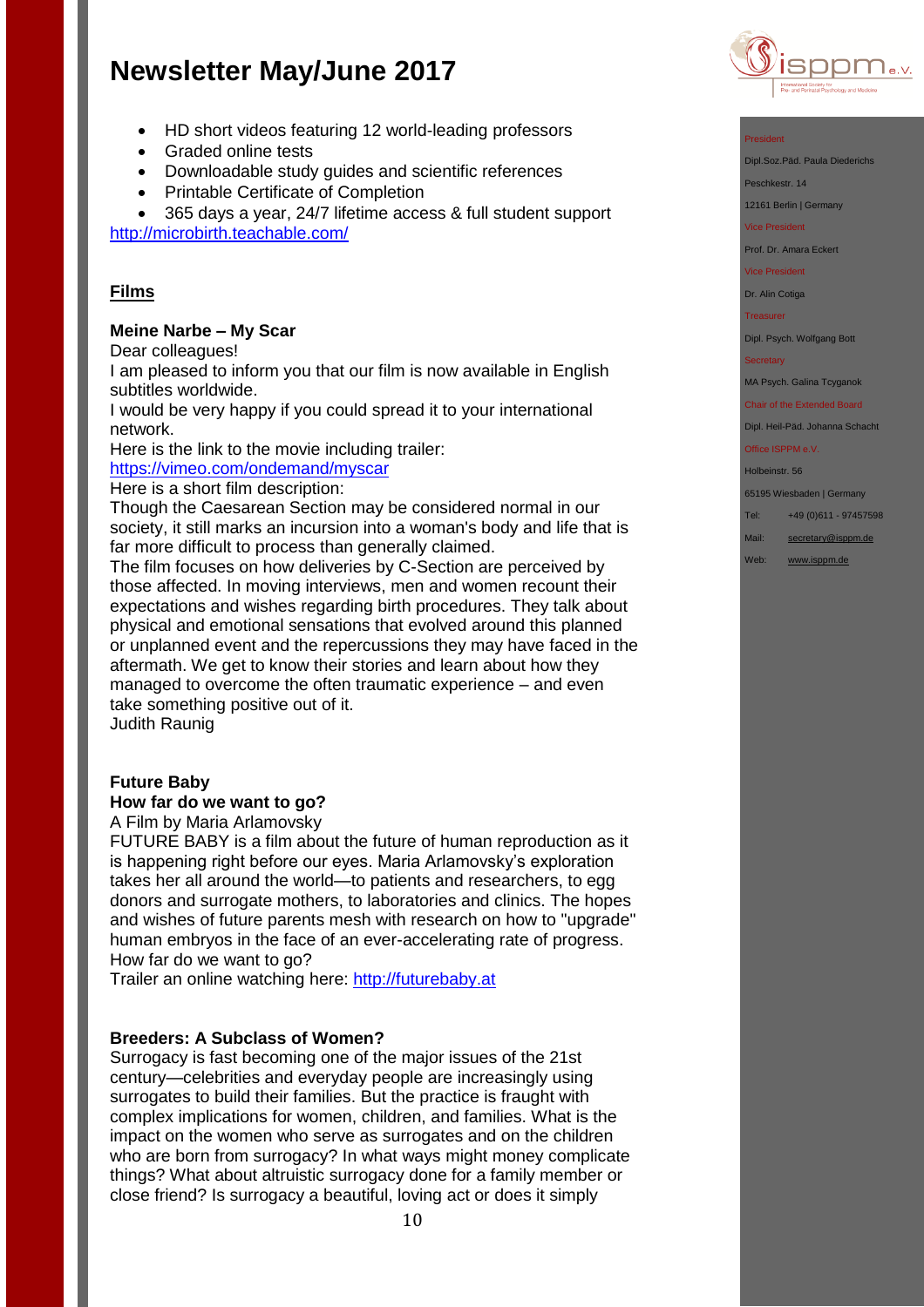- HD short videos featuring 12 world-leading professors
- Graded online tests
- Downloadable study guides and scientific references
- Printable Certificate of Completion
- 365 days a year, 24/7 lifetime access & full student support

http://microbirth.teachable.com/

## Films

### Meine Narbe – My Scar

Dear colleagues!

I am pleased to inform you that our film is now available in English subtitles worldwide.

I would be very happy if you could spread it to your international network.

Here is the link to the movie including trailer:

https://vimeo.com/ondemand/myscar

Here is a short film description:

Though the Caesarean Section may be considered normal in our society, it still marks an incursion into a woman's body and life that is far more difficult to process than generally claimed.

The film focuses on how deliveries by C-Section are perceived by those affected. In moving interviews, men and women recount their expectations and wishes regarding birth procedures. They talk about physical and emotional sensations that evolved around this planned or unplanned event and the repercussions they may have faced in the aftermath. We get to know their stories and learn about how they managed to overcome the often traumatic experience – and even take something positive out of it.

Judith Raunig

### Future Baby
### How far do we want to go?

A Film by Maria Arlamovsky

FUTURE BABY is a film about the future of human reproduction as it is happening right before our eyes. Maria Arlamovsky's exploration takes her all around the world—to patients and researchers, to egg donors and surrogate mothers, to laboratories and clinics. The hopes and wishes of future parents mesh with research on how to "upgrade" human embryos in the face of an ever-accelerating rate of progress. How far do we want to go?

Trailer an online watching here: http://futurebaby.at

### Breeders: A Subclass of Women?

Surrogacy is fast becoming one of the major issues of the 21st century—celebrities and everyday people are increasingly using surrogates to build their families. But the practice is fraught with complex implications for women, children, and families. What is the impact on the women who serve as surrogates and on the children who are born from surrogacy? In what ways might money complicate things? What about altruistic surrogacy done for a family member or close friend? Is surrogacy a beautiful, loving act or does it simply

President

Dipl.Soz.Päd. Paula Diederichs

Peschkestr. 14

12161 Berlin | Germany

Vice President

Prof. Dr. Amara Eckert

Vice President

Dr. Alin Cotiga

Treasurer

Dipl. Psych. Wolfgang Bott

Secretary

MA Psych. Galina Tcyganok

Chair of the Extended Board

Dipl. Heil-Päd. Johanna Schacht

Office ISPPM e.V.

Holbeinstr. 56

65195 Wiesbaden | Germany

Tel: +49 (0)611 - 97457598

Mail: secretary@isppm.de

Web: www.isppm.de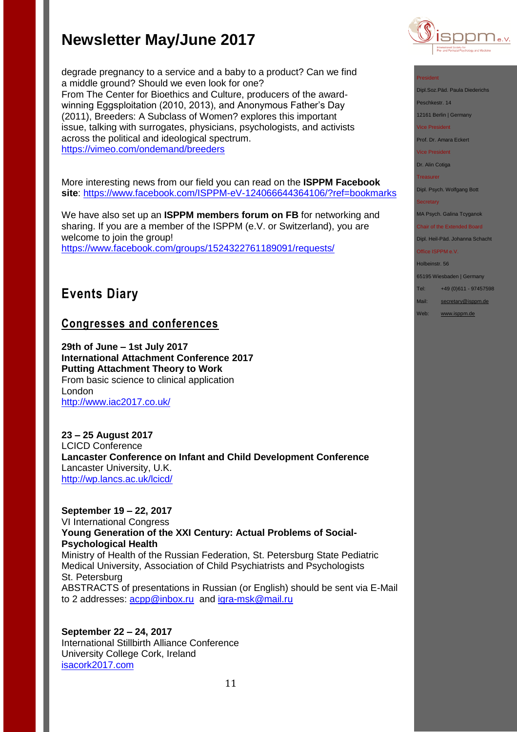degrade pregnancy to a service and a baby to a product? Can we find a middle ground? Should we even look for one?
From The Center for Bioethics and Culture, producers of the award-winning Eggsploitation (2010, 2013), and Anonymous Father's Day (2011), Breeders: A Subclass of Women? explores this important issue, talking with surrogates, physicians, psychologists, and activists across the political and ideological spectrum.
https://vimeo.com/ondemand/breeders

More interesting news from our field you can read on the **ISPPM Facebook site**: https://www.facebook.com/ISPPM-eV-124066644364106/?ref=bookmarks

We have also set up an **ISPPM members forum on FB** for networking and sharing. If you are a member of the ISPPM (e.V. or Switzerland), you are welcome to join the group!
https://www.facebook.com/groups/1524322761189091/requests/

## Events Diary

### Congresses and conferences

**29th of June – 1st July 2017**
**International Attachment Conference 2017**
**Putting Attachment Theory to Work**
From basic science to clinical application
London
http://www.iac2017.co.uk/

**23 – 25 August 2017**
LCICD Conference
**Lancaster Conference on Infant and Child Development Conference**
Lancaster University, U.K.
http://wp.lancs.ac.uk/lcicd/

**September 19 – 22, 2017**
VI International Congress
**Young Generation of the XXI Century: Actual Problems of Social-Psychological Health**
Ministry of Health of the Russian Federation, St. Petersburg State Pediatric Medical University, Association of Child Psychiatrists and Psychologists
St. Petersburg
ABSTRACTS of presentations in Russian (or English) should be sent via E-Mail to 2 addresses: acpp@inbox.ru and igra-msk@mail.ru

**September 22 – 24, 2017**
International Stillbirth Alliance Conference
University College Cork, Ireland
isacork2017.com

President
Dipl.Soz.Päd. Paula Diederichs
Peschkestr. 14
12161 Berlin | Germany
Vice President
Prof. Dr. Amara Eckert
Vice President
Dr. Alin Cotiga
Treasurer
Dipl. Psych. Wolfgang Bott
Secretary
MA Psych. Galina Tcyganok
Chair of the Extended Board
Dipl. Heil-Päd. Johanna Schacht
Office ISPPM e.V.
Holbeinstr. 56
65195 Wiesbaden | Germany
Tel: +49 (0)611 - 97457598
Mail: secretary@isppm.de
Web: www.isppm.de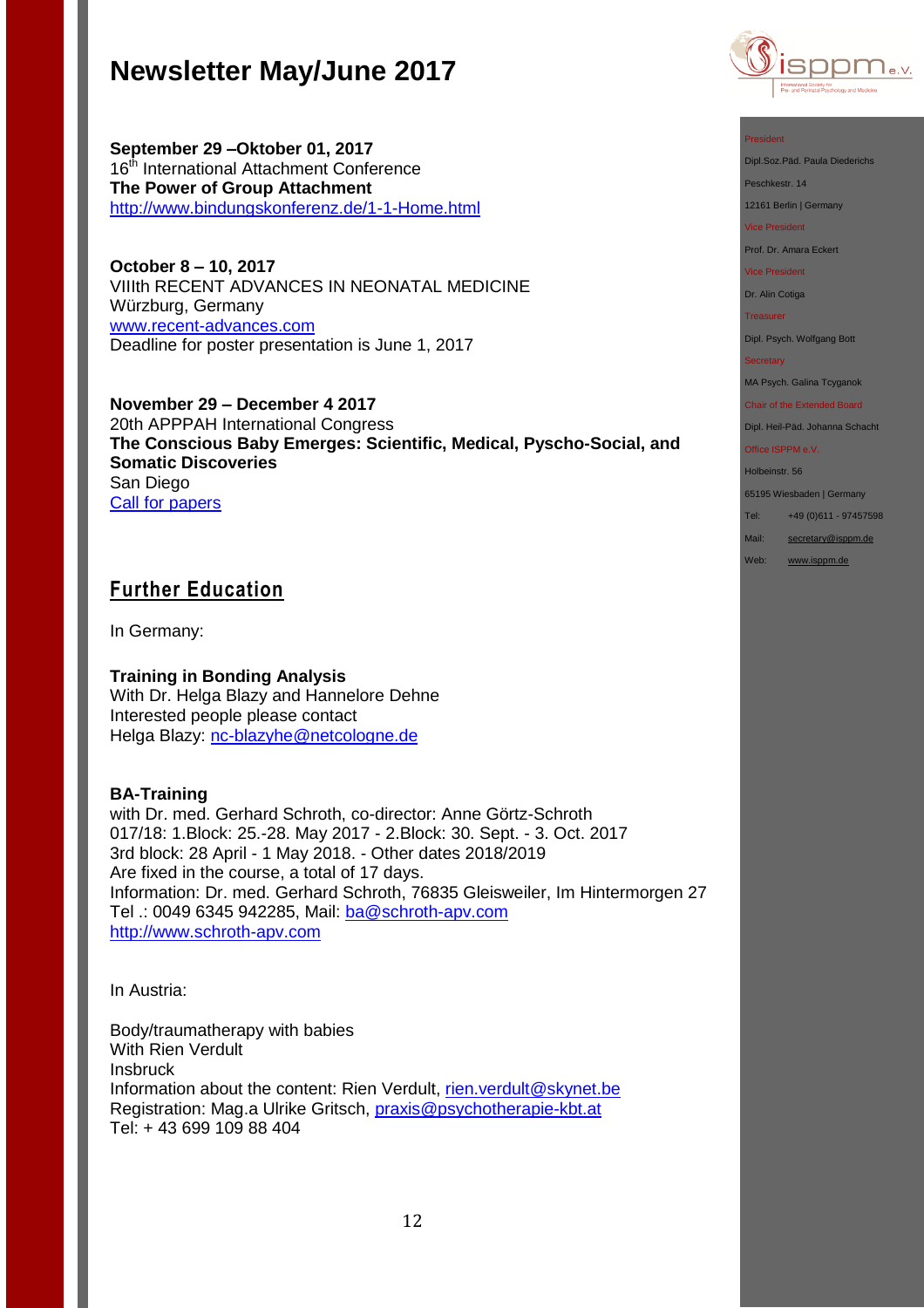# Newsletter May/June 2017

**September 29 –Oktober 01, 2017**
16th International Attachment Conference
**The Power of Group Attachment**
http://www.bindungskonferenz.de/1-1-Home.html

**October 8 – 10, 2017**
VIIIth RECENT ADVANCES IN NEONATAL MEDICINE
Würzburg, Germany
www.recent-advances.com
Deadline for poster presentation is June 1, 2017

**November 29 – December 4 2017**
20th APPPAH International Congress
**The Conscious Baby Emerges: Scientific, Medical, Pyscho-Social, and Somatic Discoveries**
San Diego
Call for papers

## Further Education

In Germany:

**Training in Bonding Analysis**
With Dr. Helga Blazy and Hannelore Dehne
Interested people please contact
Helga Blazy: nc-blazyhe@netcologne.de

**BA-Training**
with Dr. med. Gerhard Schroth, co-director: Anne Görtz-Schroth
017/18: 1.Block: 25.-28. May 2017 - 2.Block: 30. Sept. - 3. Oct. 2017
3rd block: 28 April - 1 May 2018. - Other dates 2018/2019
Are fixed in the course, a total of 17 days.
Information: Dr. med. Gerhard Schroth, 76835 Gleisweiler, Im Hintermorgen 27
Tel .: 0049 6345 942285, Mail: ba@schroth-apv.com
http://www.schroth-apv.com

In Austria:

Body/traumatherapy with babies
With Rien Verdult
Insbruck
Information about the content: Rien Verdult, rien.verdult@skynet.be
Registration: Mag.a Ulrike Gritsch, praxis@psychotherapie-kbt.at
Tel: + 43 699 109 88 404

President
Dipl.Soz.Päd. Paula Diederichs
Peschkestr. 14
12161 Berlin | Germany
Vice President
Prof. Dr. Amara Eckert
Vice President
Dr. Alin Cotiga
Treasurer
Dipl. Psych. Wolfgang Bott
Secretary
MA Psych. Galina Tcyganok
Chair of the Extended Board
Dipl. Heil-Päd. Johanna Schacht
Office ISPPM e.V.
Holbeinstr. 56
65195 Wiesbaden | Germany
Tel: +49 (0)611 - 97457598
Mail: secretary@isppm.de
Web: www.isppm.de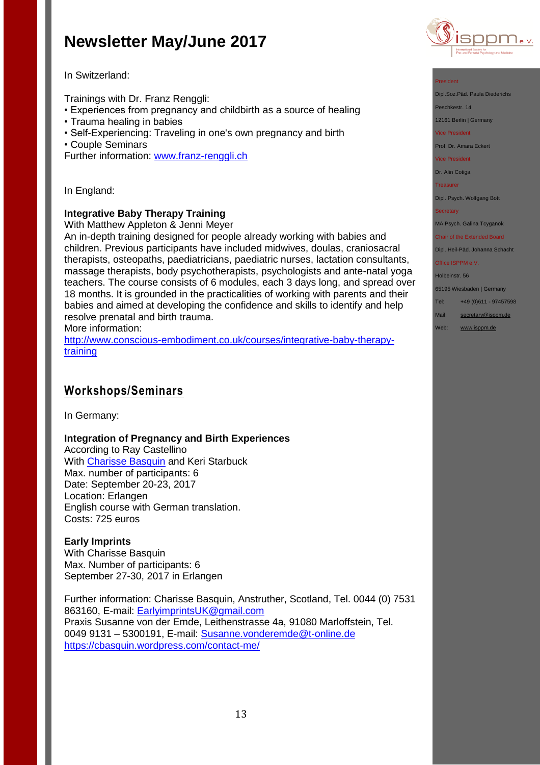In Switzerland:

Trainings with Dr. Franz Renggli:
- Experiences from pregnancy and childbirth as a source of healing
- Trauma healing in babies
- Self-Experiencing: Traveling in one's own pregnancy and birth
- Couple Seminars

Further information: [www.franz-renggli.ch](http://www.franz-renggli.ch)

In England:

**Integrative Baby Therapy Training**
With Matthew Appleton & Jenni Meyer
An in-depth training designed for people already working with babies and children. Previous participants have included midwives, doulas, craniosacral therapists, osteopaths, paediatricians, paediatric nurses, lactation consultants, massage therapists, body psychotherapists, psychologists and ante-natal yoga teachers. The course consists of 6 modules, each 3 days long, and spread over 18 months. It is grounded in the practicalities of working with parents and their babies and aimed at developing the confidence and skills to identify and help resolve prenatal and birth trauma.
More information:
[http://www.conscious-embodiment.co.uk/courses/integrative-baby-therapy-training](http://www.conscious-embodiment.co.uk/courses/integrative-baby-therapy-training)

## Workshops/Seminars

In Germany:

**Integration of Pregnancy and Birth Experiences**
According to Ray Castellino
With Charisse Basquin and Keri Starbuck
Max. number of participants: 6
Date: September 20-23, 2017
Location: Erlangen
English course with German translation.
Costs: 725 euros

**Early Imprints**
With Charisse Basquin
Max. Number of participants: 6
September 27-30, 2017 in Erlangen

Further information: Charisse Basquin, Anstruther, Scotland, Tel. 0044 (0) 7531 863160, E-mail: [EarlyimprintsUK@gmail.com](mailto:EarlyimprintsUK@gmail.com)
Praxis Susanne von der Emde, Leithenstrasse 4a, 91080 Marloffstein, Tel. 0049 9131 – 5300191, E-mail: [Susanne.vonderemde@t-online.de](mailto:Susanne.vonderemde@t-online.de)
[https://cbasquin.wordpress.com/contact-me/](https://cbasquin.wordpress.com/contact-me/)

President
Dipl.Soz.Päd. Paula Diederichs
Peschkestr. 14
12161 Berlin | Germany
Vice President
Prof. Dr. Amara Eckert
Vice President
Dr. Alin Cotiga
Treasurer
Dipl. Psych. Wolfgang Bott
Secretary
MA Psych. Galina Tcyganok
Chair of the Extended Board
Dipl. Heil-Päd. Johanna Schacht
Office ISPPM e.V.
Holbeinstr. 56
65195 Wiesbaden | Germany
Tel: +49 (0)611 - 97457598
Mail: secretary@isppm.de
Web: www.isppm.de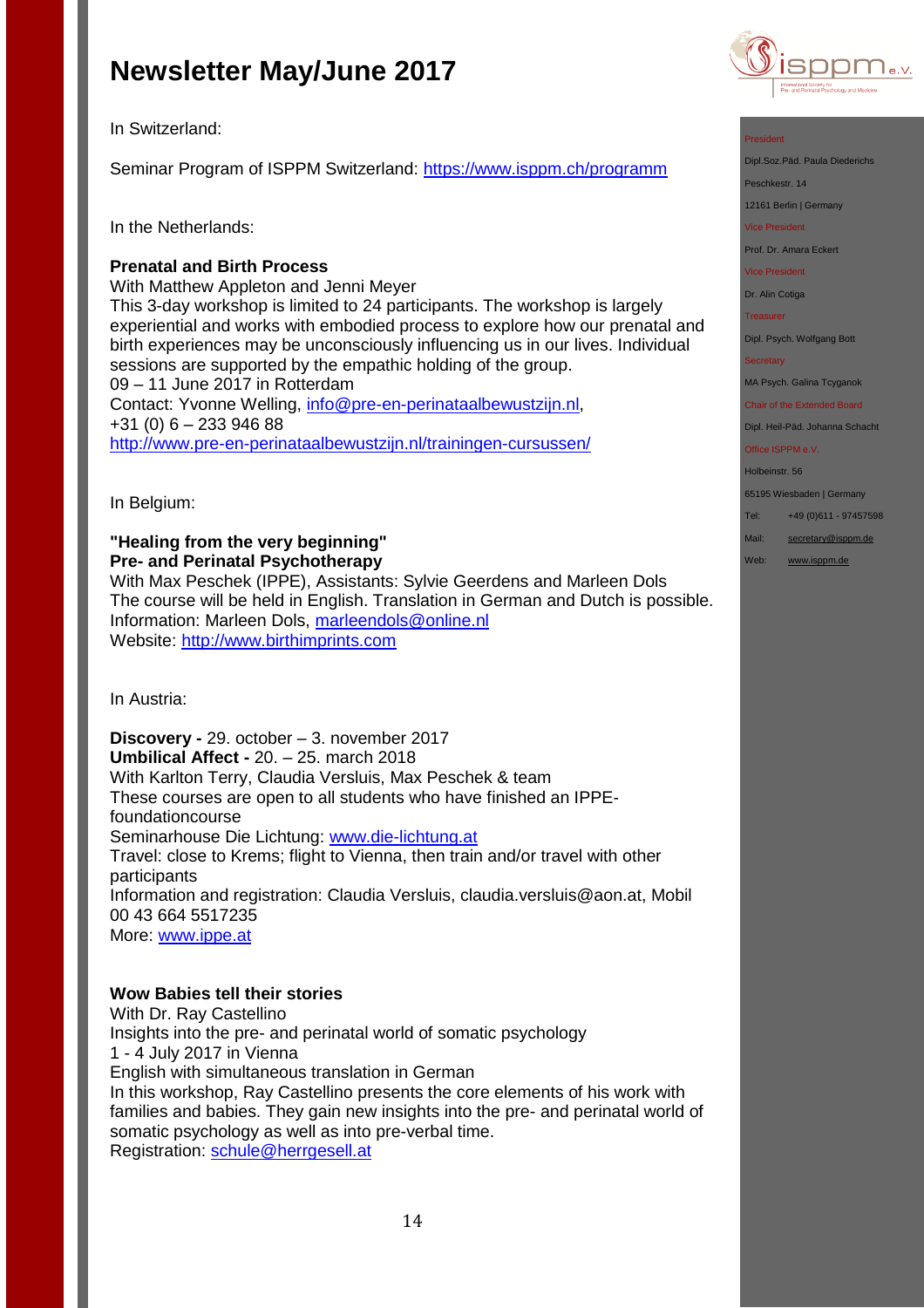In Switzerland:

Seminar Program of ISPPM Switzerland: https://www.isppm.ch/programm

In the Netherlands:

**Prenatal and Birth Process**
With Matthew Appleton and Jenni Meyer
This 3-day workshop is limited to 24 participants. The workshop is largely experiential and works with embodied process to explore how our prenatal and birth experiences may be unconsciously influencing us in our lives. Individual sessions are supported by the empathic holding of the group.
09 – 11 June 2017 in Rotterdam
Contact: Yvonne Welling, info@pre-en-perinataalbewustzijn.nl, +31 (0) 6 – 233 946 88
http://www.pre-en-perinataalbewustzijn.nl/trainingen-cursussen/

In Belgium:

**"Healing from the very beginning"**
**Pre- and Perinatal Psychotherapy**
With Max Peschek (IPPE), Assistants: Sylvie Geerdens and Marleen Dols
The course will be held in English. Translation in German and Dutch is possible.
Information: Marleen Dols, marleendols@online.nl
Website: http://www.birthimprints.com

In Austria:

**Discovery -** 29. october – 3. november 2017
**Umbilical Affect -** 20. – 25. march 2018
With Karlton Terry, Claudia Versluis, Max Peschek & team
These courses are open to all students who have finished an IPPE-foundationcourse
Seminarhouse Die Lichtung: www.die-lichtung.at
Travel: close to Krems; flight to Vienna, then train and/or travel with other participants
Information and registration: Claudia Versluis, claudia.versluis@aon.at, Mobil 00 43 664 5517235
More: www.ippe.at

**Wow Babies tell their stories**
With Dr. Ray Castellino
Insights into the pre- and perinatal world of somatic psychology
1 - 4 July 2017 in Vienna
English with simultaneous translation in German
In this workshop, Ray Castellino presents the core elements of his work with families and babies. They gain new insights into the pre- and perinatal world of somatic psychology as well as into pre-verbal time.
Registration: schule@herrgesell.at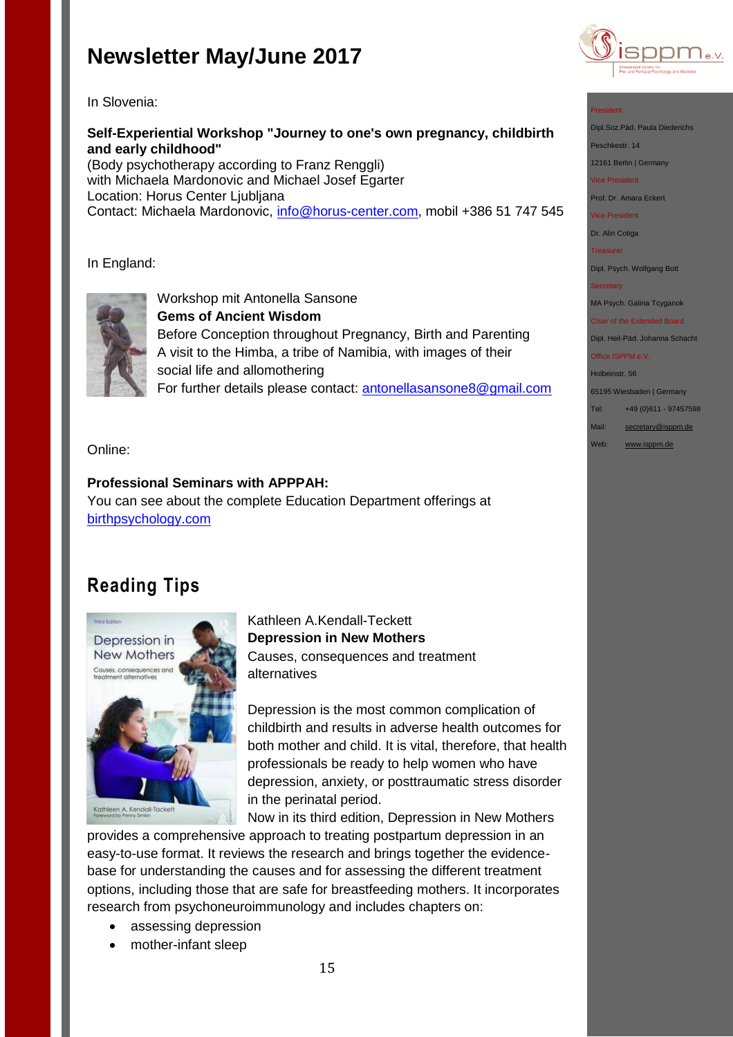# Newsletter May/June 2017

In Slovenia:

**Self-Experiential Workshop "Journey to one's own pregnancy, childbirth and early childhood"**
(Body psychotherapy according to Franz Renggli)
with Michaela Mardonovic and Michael Josef Egarter
Location: Horus Center Ljubljana
Contact: Michaela Mardonovic, info@horus-center.com, mobil +386 51 747 545

In England:

Workshop mit Antonella Sansone
**Gems of Ancient Wisdom**
Before Conception throughout Pregnancy, Birth and Parenting
A visit to the Himba, a tribe of Namibia, with images of their social life and allomothering
For further details please contact: antonellasansone8@gmail.com

Online:

**Professional Seminars with APPPAH:**
You can see about the complete Education Department offerings at birthpsychology.com

## Reading Tips

Kathleen A.Kendall-Teckett
**Depression in New Mothers**
Causes, consequences and treatment alternatives

Depression is the most common complication of childbirth and results in adverse health outcomes for both mother and child. It is vital, therefore, that health professionals be ready to help women who have depression, anxiety, or posttraumatic stress disorder in the perinatal period.
Now in its third edition, Depression in New Mothers provides a comprehensive approach to treating postpartum depression in an easy-to-use format. It reviews the research and brings together the evidence-base for understanding the causes and for assessing the different treatment options, including those that are safe for breastfeeding mothers. It incorporates research from psychoneuroimmunology and includes chapters on:

- assessing depression
- mother-infant sleep

President
Dipl.Soz.Päd. Paula Diederichs
Peschkestr. 14
12161 Berlin | Germany
Vice President
Prof. Dr. Amara Eckert
Vice President
Dr. Alin Cotiga
Treasurer
Dipl. Psych. Wolfgang Bott
Secretary
MA Psych. Galina Tcyganok
Chair of the Extended Board
Dipl. Heil-Päd. Johanna Schacht
Office ISPPM e.V.
Holbeinstr. 56
65195 Wiesbaden | Germany
Tel: +49 (0)611 - 97457598
Mail: secretary@isppm.de
Web: www.isppm.de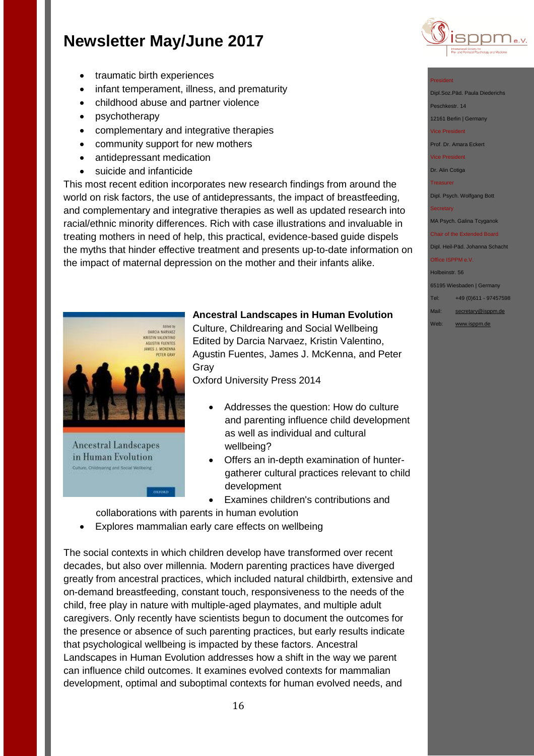# Newsletter May/June 2017

- traumatic birth experiences
- infant temperament, illness, and prematurity
- childhood abuse and partner violence
- psychotherapy
- complementary and integrative therapies
- community support for new mothers
- antidepressant medication
- suicide and infanticide

This most recent edition incorporates new research findings from around the world on risk factors, the use of antidepressants, the impact of breastfeeding, and complementary and integrative therapies as well as updated research into racial/ethnic minority differences. Rich with case illustrations and invaluable in treating mothers in need of help, this practical, evidence-based guide dispels the myths that hinder effective treatment and presents up-to-date information on the impact of maternal depression on the mother and their infants alike.

**Ancestral Landscapes in Human Evolution**
Culture, Childrearing and Social Wellbeing
Edited by Darcia Narvaez, Kristin Valentino, Agustin Fuentes, James J. McKenna, and Peter Gray
Oxford University Press 2014

- Addresses the question: How do culture and parenting influence child development as well as individual and cultural wellbeing?
- Offers an in-depth examination of hunter-gatherer cultural practices relevant to child development
- Examines children's contributions and collaborations with parents in human evolution
- Explores mammalian early care effects on wellbeing

The social contexts in which children develop have transformed over recent decades, but also over millennia. Modern parenting practices have diverged greatly from ancestral practices, which included natural childbirth, extensive and on-demand breastfeeding, constant touch, responsiveness to the needs of the child, free play in nature with multiple-aged playmates, and multiple adult caregivers. Only recently have scientists begun to document the outcomes for the presence or absence of such parenting practices, but early results indicate that psychological wellbeing is impacted by these factors. Ancestral Landscapes in Human Evolution addresses how a shift in the way we parent can influence child outcomes. It examines evolved contexts for mammalian development, optimal and suboptimal contexts for human evolved needs, and

President
Dipl.Soz.Päd. Paula Diederichs
Peschkestr. 14
12161 Berlin | Germany

Vice President
Prof. Dr. Amara Eckert

Vice President
Dr. Alin Cotiga

Treasurer
Dipl. Psych. Wolfgang Bott

Secretary
MA Psych. Galina Tcyganok

Chair of the Extended Board
Dipl. Heil-Päd. Johanna Schacht

Office ISPPM e.V.
Holbeinstr. 56
65195 Wiesbaden | Germany
Tel: +49 (0)611 - 97457598
Mail: secretary@isppm.de
Web: www.isppm.de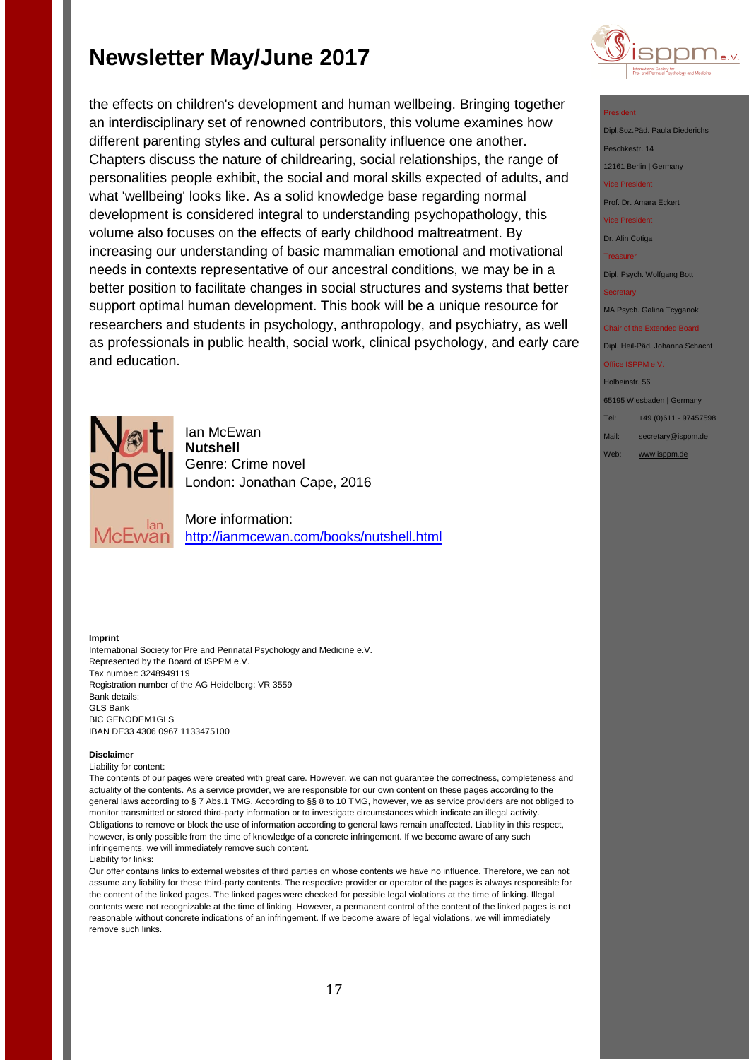the effects on children's development and human wellbeing. Bringing together an interdisciplinary set of renowned contributors, this volume examines how different parenting styles and cultural personality influence one another. Chapters discuss the nature of childrearing, social relationships, the range of personalities people exhibit, the social and moral skills expected of adults, and what 'wellbeing' looks like. As a solid knowledge base regarding normal development is considered integral to understanding psychopathology, this volume also focuses on the effects of early childhood maltreatment. By increasing our understanding of basic mammalian emotional and motivational needs in contexts representative of our ancestral conditions, we may be in a better position to facilitate changes in social structures and systems that better support optimal human development. This book will be a unique resource for researchers and students in psychology, anthropology, and psychiatry, as well as professionals in public health, social work, clinical psychology, and early care and education.

Ian McEwan
**Nutshell**
Genre: Crime novel
London: Jonathan Cape, 2016

More information:
http://ianmcewan.com/books/nutshell.html

**Imprint**
International Society for Pre and Perinatal Psychology and Medicine e.V.
Represented by the Board of ISPPM e.V.
Tax number: 3248949119
Registration number of the AG Heidelberg: VR 3559
Bank details:
GLS Bank
BIC GENODEM1GLS
IBAN DE33 4306 0967 1133475100

**Disclaimer**
Liability for content:
The contents of our pages were created with great care. However, we can not guarantee the correctness, completeness and actuality of the contents. As a service provider, we are responsible for our own content on these pages according to the general laws according to § 7 Abs.1 TMG. According to §§ 8 to 10 TMG, however, we as service providers are not obliged to monitor transmitted or stored third-party information or to investigate circumstances which indicate an illegal activity. Obligations to remove or block the use of information according to general laws remain unaffected. Liability in this respect, however, is only possible from the time of knowledge of a concrete infringement. If we become aware of any such infringements, we will immediately remove such content.
Liability for links:
Our offer contains links to external websites of third parties on whose contents we have no influence. Therefore, we can not assume any liability for these third-party contents. The respective provider or operator of the pages is always responsible for the content of the linked pages. The linked pages were checked for possible legal violations at the time of linking. Illegal contents were not recognizable at the time of linking. However, a permanent control of the content of the linked pages is not reasonable without concrete indications of an infringement. If we become aware of legal violations, we will immediately remove such links.

President
Dipl.Soz.Päd. Paula Diederichs
Peschkestr. 14
12161 Berlin | Germany
Vice President
Prof. Dr. Amara Eckert
Vice President
Dr. Alin Cotiga
Treasurer
Dipl. Psych. Wolfgang Bott
Secretary
MA Psych. Galina Tcyganok
Chair of the Extended Board
Dipl. Heil-Päd. Johanna Schacht
Office ISPPM e.V.
Holbeinstr. 56
65195 Wiesbaden | Germany
Tel: +49 (0)611 - 97457598
Mail: secretary@isppm.de
Web: www.isppm.de